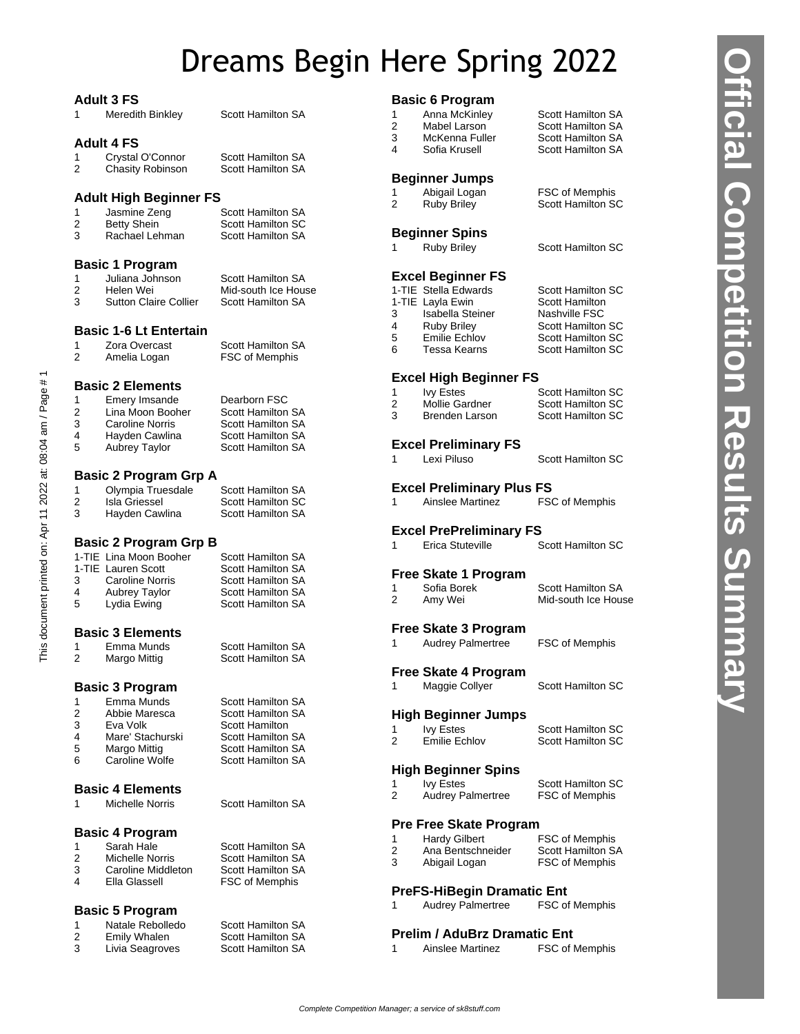# Dreams Begin Here Spring 2022

### Adult 3 FS

| | | |
|---|---|---|
| 1 | Meredith Binkley | Scott Hamilton SA |

### Adult 4 FS

| | | |
|---|---|---|
| 1 | Crystal O'Connor | Scott Hamilton SA |
| 2 | Chasity Robinson | Scott Hamilton SA |

### Adult High Beginner FS

| | | |
|---|---|---|
| 1 | Jasmine Zeng | Scott Hamilton SA |
| 2 | Betty Shein | Scott Hamilton SC |
| 3 | Rachael Lehman | Scott Hamilton SA |

### Basic 1 Program

| | | |
|---|---|---|
| 1 | Juliana Johnson | Scott Hamilton SA |
| 2 | Helen Wei | Mid-south Ice House |
| 3 | Sutton Claire Collier | Scott Hamilton SA |

### Basic 1-6 Lt Entertain

| | | |
|---|---|---|
| 1 | Zora Overcast | Scott Hamilton SA |
| 2 | Amelia Logan | FSC of Memphis |

### Basic 2 Elements

| | | |
|---|---|---|
| 1 | Emery Imsande | Dearborn FSC |
| 2 | Lina Moon Booher | Scott Hamilton SA |
| 3 | Caroline Norris | Scott Hamilton SA |
| 4 | Hayden Cawlina | Scott Hamilton SA |
| 5 | Aubrey Taylor | Scott Hamilton SA |

### Basic 2 Program Grp A

| | | |
|---|---|---|
| 1 | Olympia Truesdale | Scott Hamilton SA |
| 2 | Isla Griessel | Scott Hamilton SC |
| 3 | Hayden Cawlina | Scott Hamilton SA |

### Basic 2 Program Grp B

| | | |
|---|---|---|
| 1-TIE | Lina Moon Booher | Scott Hamilton SA |
| 1-TIE | Lauren Scott | Scott Hamilton SA |
| 3 | Caroline Norris | Scott Hamilton SA |
| 4 | Aubrey Taylor | Scott Hamilton SA |
| 5 | Lydia Ewing | Scott Hamilton SA |

### Basic 3 Elements

| | | |
|---|---|---|
| 1 | Emma Munds | Scott Hamilton SA |
| 2 | Margo Mittig | Scott Hamilton SA |

### Basic 3 Program

| | | |
|---|---|---|
| 1 | Emma Munds | Scott Hamilton SA |
| 2 | Abbie Maresca | Scott Hamilton SA |
| 3 | Eva Volk | Scott Hamilton |
| 4 | Mare' Stachurski | Scott Hamilton SA |
| 5 | Margo Mittig | Scott Hamilton SA |
| 6 | Caroline Wolfe | Scott Hamilton SA |

### Basic 4 Elements

| | | |
|---|---|---|
| 1 | Michelle Norris | Scott Hamilton SA |

### Basic 4 Program

| | | |
|---|---|---|
| 1 | Sarah Hale | Scott Hamilton SA |
| 2 | Michelle Norris | Scott Hamilton SA |
| 3 | Caroline Middleton | Scott Hamilton SA |
| 4 | Ella Glassell | FSC of Memphis |

### Basic 5 Program

| | | |
|---|---|---|
| 1 | Natale Rebolledo | Scott Hamilton SA |
| 2 | Emily Whalen | Scott Hamilton SA |
| 3 | Livia Seagroves | Scott Hamilton SA |

### Basic 6 Program

| | | |
|---|---|---|
| 1 | Anna McKinley | Scott Hamilton SA |
| 2 | Mabel Larson | Scott Hamilton SA |
| 3 | McKenna Fuller | Scott Hamilton SA |
| 4 | Sofia Krusell | Scott Hamilton SA |

### Beginner Jumps

| | | |
|---|---|---|
| 1 | Abigail Logan | FSC of Memphis |
| 2 | Ruby Briley | Scott Hamilton SC |

### Beginner Spins

| | | |
|---|---|---|
| 1 | Ruby Briley | Scott Hamilton SC |

### Excel Beginner FS

| | | |
|---|---|---|
| 1-TIE | Stella Edwards | Scott Hamilton SC |
| 1-TIE | Layla Ewin | Scott Hamilton |
| 3 | Isabella Steiner | Nashville FSC |
| 4 | Ruby Briley | Scott Hamilton SC |
| 5 | Emilie Echlov | Scott Hamilton SC |
| 6 | Tessa Kearns | Scott Hamilton SC |

### Excel High Beginner FS

| | | |
|---|---|---|
| 1 | Ivy Estes | Scott Hamilton SC |
| 2 | Mollie Gardner | Scott Hamilton SC |
| 3 | Brenden Larson | Scott Hamilton SC |

### Excel Preliminary FS

| | | |
|---|---|---|
| 1 | Lexi Piluso | Scott Hamilton SC |

### Excel Preliminary Plus FS

| | | |
|---|---|---|
| 1 | Ainslee Martinez | FSC of Memphis |

### Excel PrePreliminary FS

| | | |
|---|---|---|
| 1 | Erica Stuteville | Scott Hamilton SC |

### Free Skate 1 Program

| | | |
|---|---|---|
| 1 | Sofia Borek | Scott Hamilton SA |
| 2 | Amy Wei | Mid-south Ice House |

### Free Skate 3 Program

| | | |
|---|---|---|
| 1 | Audrey Palmertree | FSC of Memphis |

### Free Skate 4 Program

| | | |
|---|---|---|
| 1 | Maggie Collyer | Scott Hamilton SC |

### High Beginner Jumps

| | | |
|---|---|---|
| 1 | Ivy Estes | Scott Hamilton SC |
| 2 | Emilie Echlov | Scott Hamilton SC |

### High Beginner Spins

| | | |
|---|---|---|
| 1 | Ivy Estes | Scott Hamilton SC |
| 2 | Audrey Palmertree | FSC of Memphis |

### Pre Free Skate Program

| | | |
|---|---|---|
| 1 | Hardy Gilbert | FSC of Memphis |
| 2 | Ana Bentschneider | Scott Hamilton SA |
| 3 | Abigail Logan | FSC of Memphis |

### PreFS-HiBegin Dramatic Ent

| | | |
|---|---|---|
| 1 | Audrey Palmertree | FSC of Memphis |

### Prelim / AduBrz Dramatic Ent

| | | |
|---|---|---|
| 1 | Ainslee Martinez | FSC of Memphis |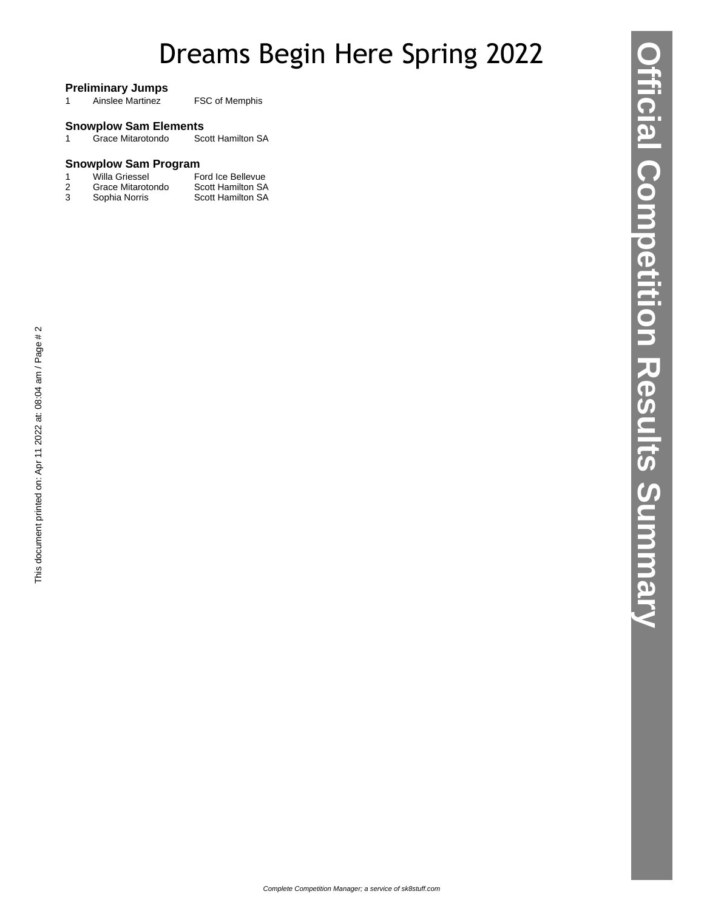# Dreams Begin Here Spring 2022

### Preliminary Jumps

| | | |
|---|---|---|
| 1 | Ainslee Martinez | FSC of Memphis |

### Snowplow Sam Elements

| | | |
|---|---|---|
| 1 | Grace Mitarotondo | Scott Hamilton SA |

### Snowplow Sam Program

| | | |
|---|---|---|
| 1 | Willa Griessel | Ford Ice Bellevue |
| 2 | Grace Mitarotondo | Scott Hamilton SA |
| 3 | Sophia Norris | Scott Hamilton SA |